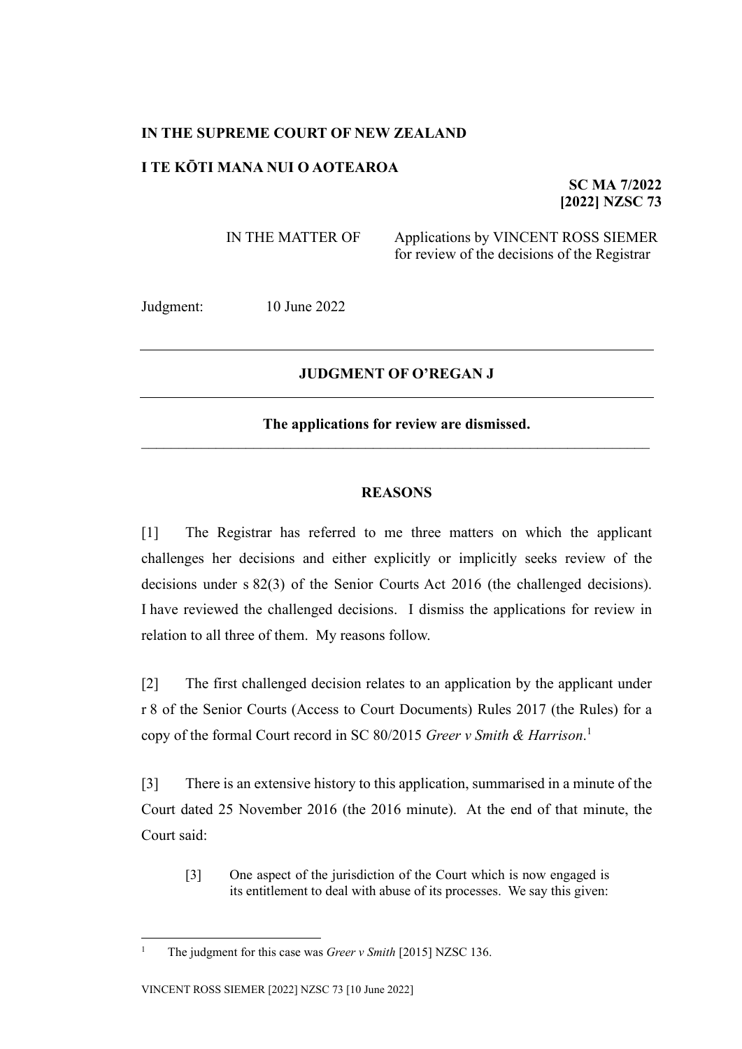**IN THE SUPREME COURT OF NEW ZEALAND**

**I TE KŌTI MANA NUI O AOTEAROA**

**SC MA 7/2022**
**[2022] NZSC 73**

IN THE MATTER OF Applications by VINCENT ROSS SIEMER for review of the decisions of the Registrar

Judgment: 10 June 2022

---

**JUDGMENT OF O'REGAN J**

---

**The applications for review are dismissed.**

---

**REASONS**

[1] The Registrar has referred to me three matters on which the applicant challenges her decisions and either explicitly or implicitly seeks review of the decisions under s 82(3) of the Senior Courts Act 2016 (the challenged decisions). I have reviewed the challenged decisions. I dismiss the applications for review in relation to all three of them. My reasons follow.

[2] The first challenged decision relates to an application by the applicant under r 8 of the Senior Courts (Access to Court Documents) Rules 2017 (the Rules) for a copy of the formal Court record in SC 80/2015 *Greer v Smith & Harrison*.[1]

[3] There is an extensive history to this application, summarised in a minute of the Court dated 25 November 2016 (the 2016 minute). At the end of that minute, the Court said:

> [3] One aspect of the jurisdiction of the Court which is now engaged is its entitlement to deal with abuse of its processes. We say this given:

---

[1] The judgment for this case was *Greer v Smith* [2015] NZSC 136.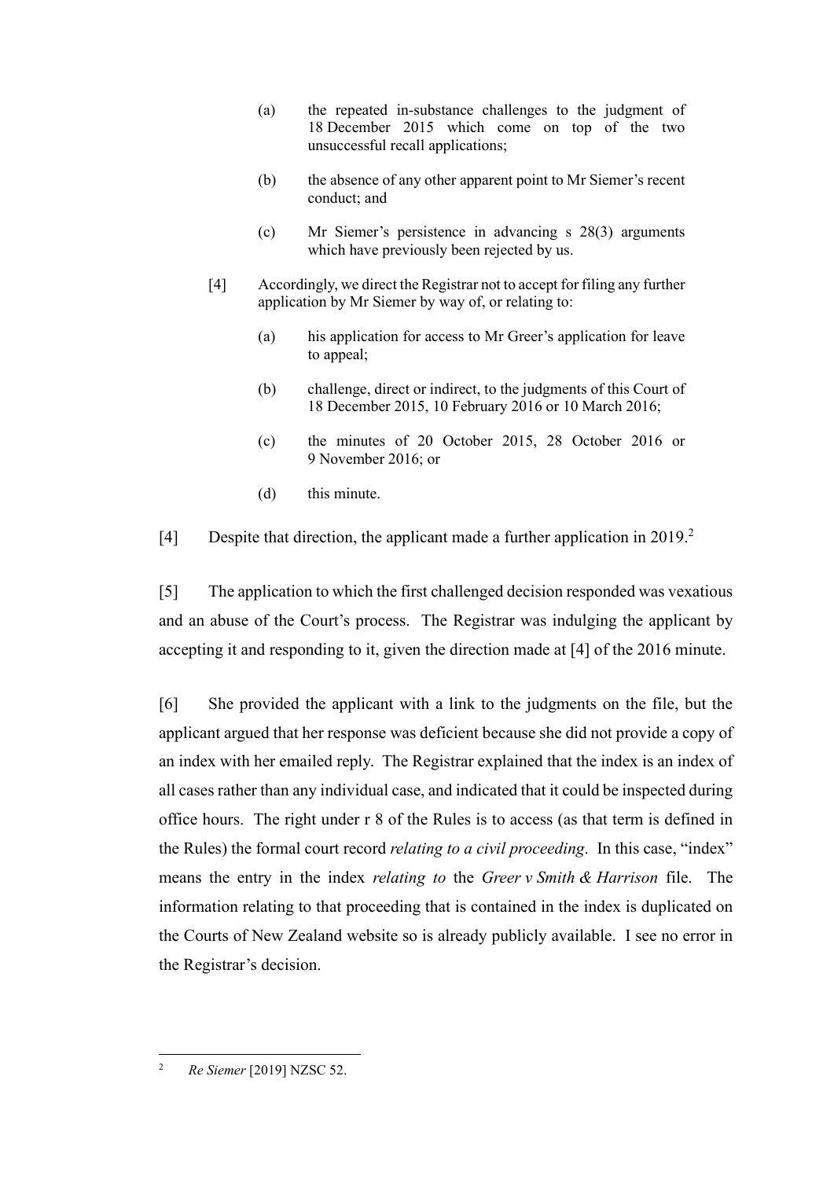> (a) the repeated in-substance challenges to the judgment of 18 December 2015 which come on top of the two unsuccessful recall applications;
>
> (b) the absence of any other apparent point to Mr Siemer's recent conduct; and
>
> (c) Mr Siemer's persistence in advancing s 28(3) arguments which have previously been rejected by us.
>
> [4] Accordingly, we direct the Registrar not to accept for filing any further application by Mr Siemer by way of, or relating to:
>
> (a) his application for access to Mr Greer's application for leave to appeal;
>
> (b) challenge, direct or indirect, to the judgments of this Court of 18 December 2015, 10 February 2016 or 10 March 2016;
>
> (c) the minutes of 20 October 2015, 28 October 2016 or 9 November 2016; or
>
> (d) this minute.

[4] Despite that direction, the applicant made a further application in 2019.[2]

[5] The application to which the first challenged decision responded was vexatious and an abuse of the Court's process. The Registrar was indulging the applicant by accepting it and responding to it, given the direction made at [4] of the 2016 minute.

[6] She provided the applicant with a link to the judgments on the file, but the applicant argued that her response was deficient because she did not provide a copy of an index with her emailed reply. The Registrar explained that the index is an index of all cases rather than any individual case, and indicated that it could be inspected during office hours. The right under r 8 of the Rules is to access (as that term is defined in the Rules) the formal court record *relating to a civil proceeding*. In this case, "index" means the entry in the index *relating to* the *Greer v Smith & Harrison* file. The information relating to that proceeding that is contained in the index is duplicated on the Courts of New Zealand website so is already publicly available. I see no error in the Registrar's decision.

---

[2] *Re Siemer* [2019] NZSC 52.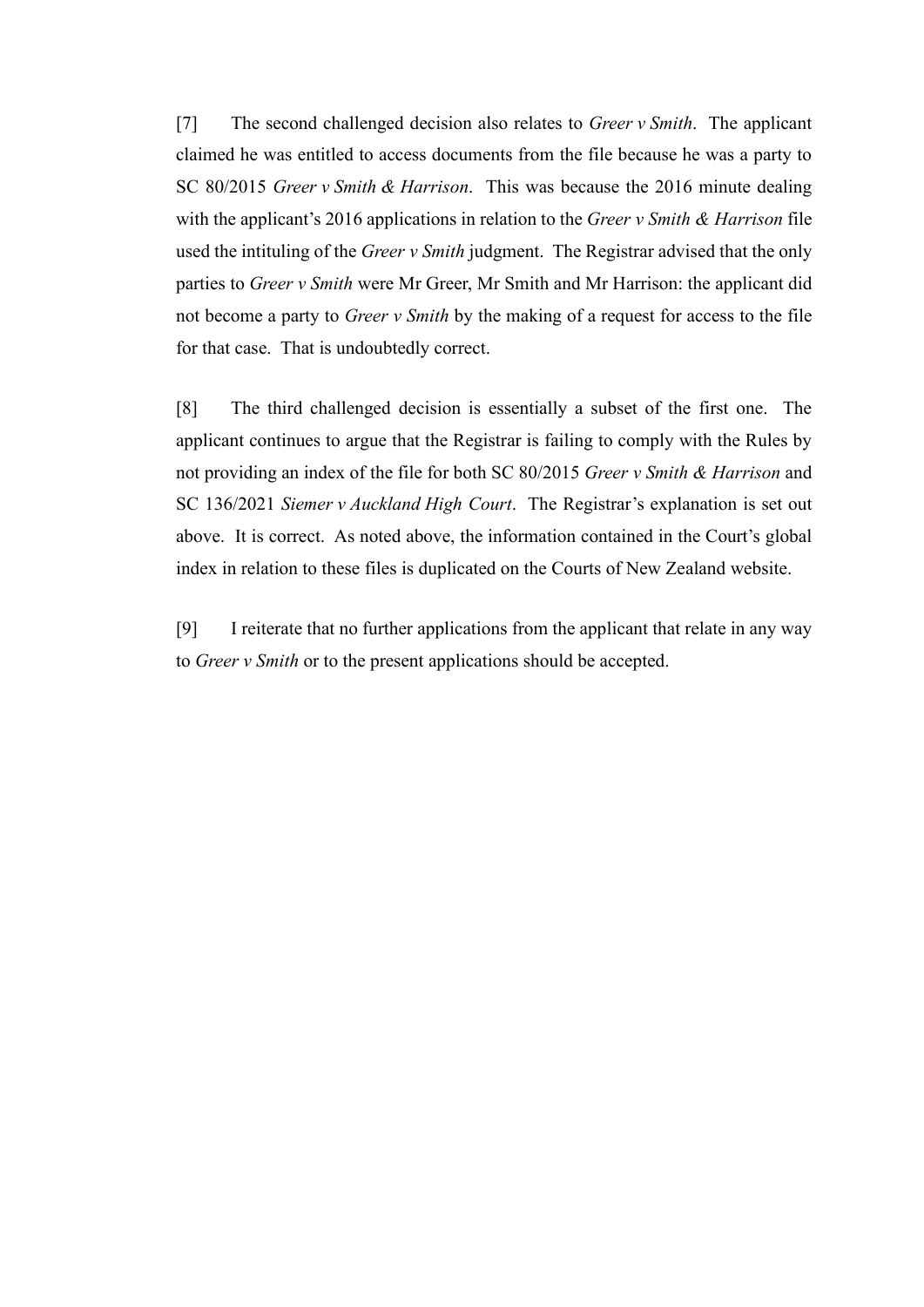[7] The second challenged decision also relates to *Greer v Smith*. The applicant claimed he was entitled to access documents from the file because he was a party to SC 80/2015 *Greer v Smith & Harrison*. This was because the 2016 minute dealing with the applicant's 2016 applications in relation to the *Greer v Smith & Harrison* file used the intituling of the *Greer v Smith* judgment. The Registrar advised that the only parties to *Greer v Smith* were Mr Greer, Mr Smith and Mr Harrison: the applicant did not become a party to *Greer v Smith* by the making of a request for access to the file for that case. That is undoubtedly correct.

[8] The third challenged decision is essentially a subset of the first one. The applicant continues to argue that the Registrar is failing to comply with the Rules by not providing an index of the file for both SC 80/2015 *Greer v Smith & Harrison* and SC 136/2021 *Siemer v Auckland High Court*. The Registrar's explanation is set out above. It is correct. As noted above, the information contained in the Court's global index in relation to these files is duplicated on the Courts of New Zealand website.

[9] I reiterate that no further applications from the applicant that relate in any way to *Greer v Smith* or to the present applications should be accepted.